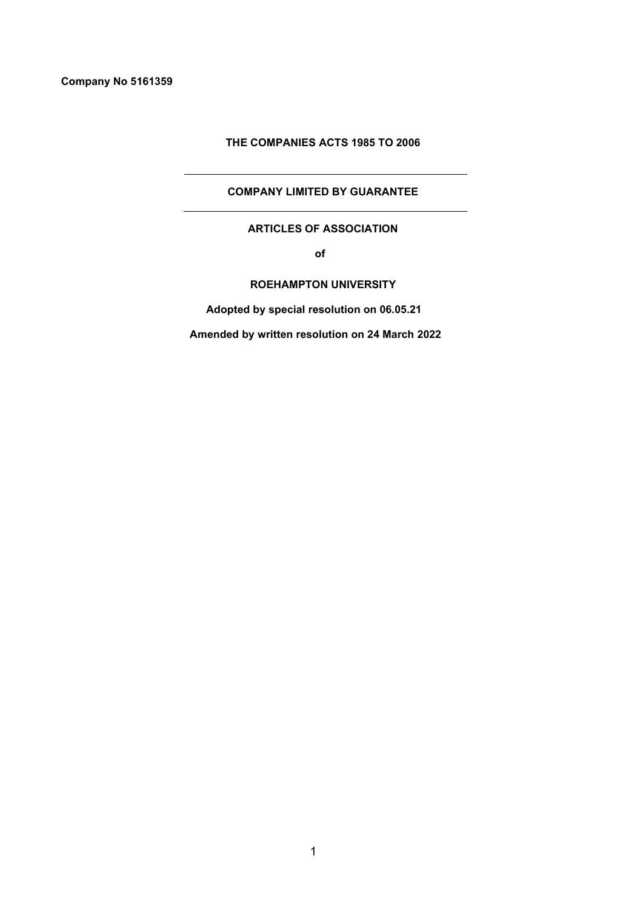**Company No 5161359**

**THE COMPANIES ACTS 1985 TO 2006**

---

**COMPANY LIMITED BY GUARANTEE**

---

**ARTICLES OF ASSOCIATION**

**of**

**ROEHAMPTON UNIVERSITY**

**Adopted by special resolution on 06.05.21**

**Amended by written resolution on 24 March 2022**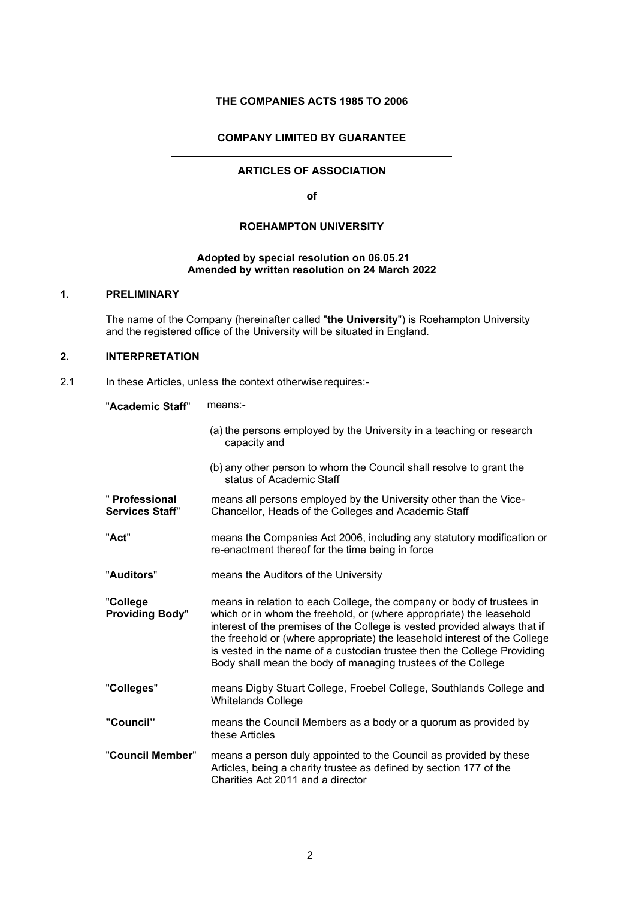**THE COMPANIES ACTS 1985 TO 2006**

**COMPANY LIMITED BY GUARANTEE**

**ARTICLES OF ASSOCIATION**

**of**

**ROEHAMPTON UNIVERSITY**

**Adopted by special resolution on 06.05.21**
**Amended by written resolution on 24 March 2022**

## 1. PRELIMINARY

The name of the Company (hereinafter called "**the University**") is Roehampton University and the registered office of the University will be situated in England.

## 2. INTERPRETATION

2.1 In these Articles, unless the context otherwise requires:-

| | |
|---|---|
| "**Academic Staff**" | means:-<br>(a) the persons employed by the University in a teaching or research capacity and<br>(b) any other person to whom the Council shall resolve to grant the status of Academic Staff |
| " **Professional Services Staff**" | means all persons employed by the University other than the Vice-Chancellor, Heads of the Colleges and Academic Staff |
| "**Act**" | means the Companies Act 2006, including any statutory modification or re-enactment thereof for the time being in force |
| "**Auditors**" | means the Auditors of the University |
| "**College Providing Body**" | means in relation to each College, the company or body of trustees in which or in whom the freehold, or (where appropriate) the leasehold interest of the premises of the College is vested provided always that if the freehold or (where appropriate) the leasehold interest of the College is vested in the name of a custodian trustee then the College Providing Body shall mean the body of managing trustees of the College |
| "**Colleges**" | means Digby Stuart College, Froebel College, Southlands College and Whitelands College |
| "**Council**" | means the Council Members as a body or a quorum as provided by these Articles |
| "**Council Member**" | means a person duly appointed to the Council as provided by these Articles, being a charity trustee as defined by section 177 of the Charities Act 2011 and a director |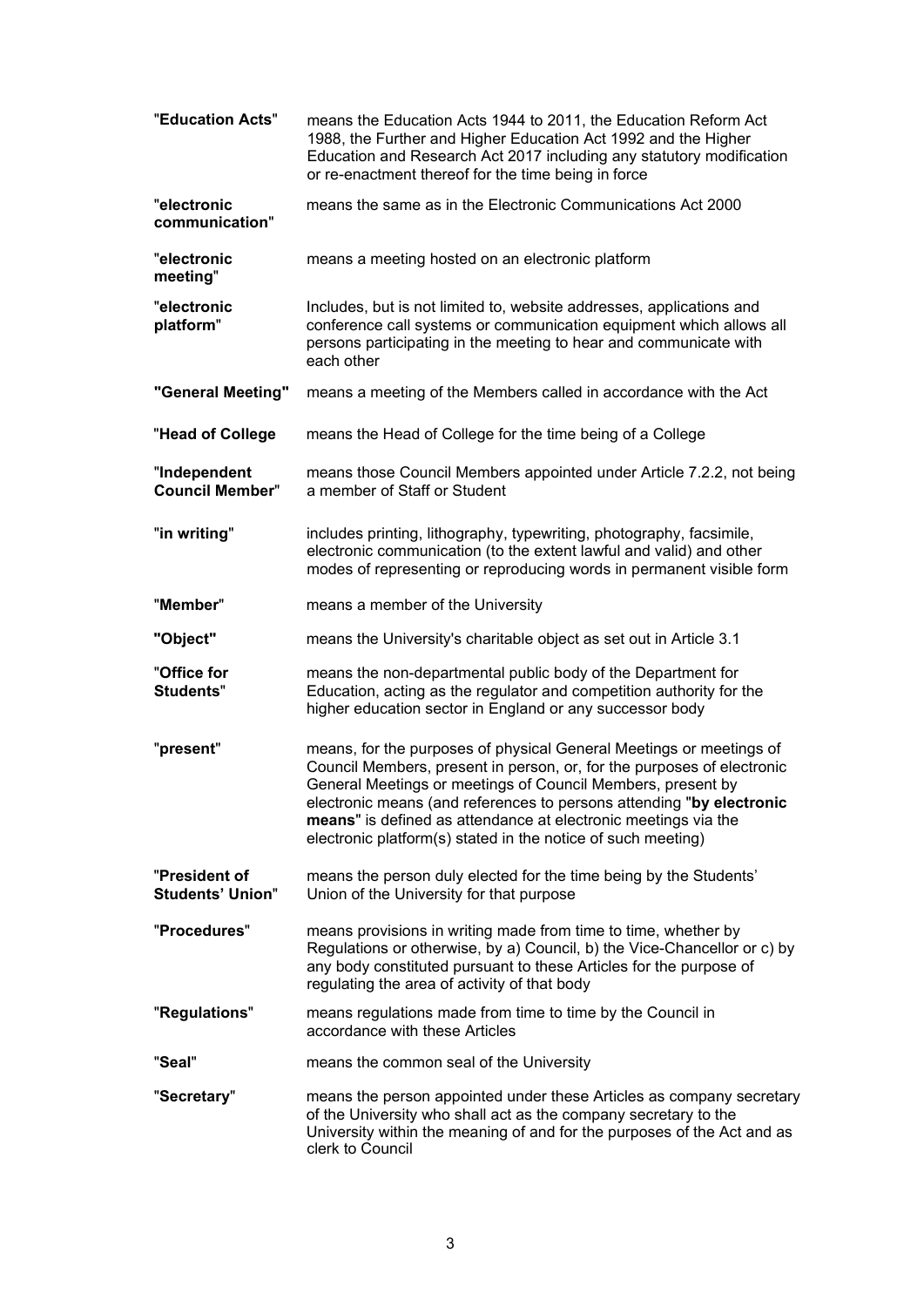| | |
|---|---|
| "**Education Acts**" | means the Education Acts 1944 to 2011, the Education Reform Act 1988, the Further and Higher Education Act 1992 and the Higher Education and Research Act 2017 including any statutory modification or re-enactment thereof for the time being in force |
| "**electronic communication**" | means the same as in the Electronic Communications Act 2000 |
| "**electronic meeting**" | means a meeting hosted on an electronic platform |
| "**electronic platform**" | Includes, but is not limited to, website addresses, applications and conference call systems or communication equipment which allows all persons participating in the meeting to hear and communicate with each other |
| **"General Meeting"** | means a meeting of the Members called in accordance with the Act |
| "**Head of College** | means the Head of College for the time being of a College |
| "**Independent Council Member**" | means those Council Members appointed under Article 7.2.2, not being a member of Staff or Student |
| "**in writing**" | includes printing, lithography, typewriting, photography, facsimile, electronic communication (to the extent lawful and valid) and other modes of representing or reproducing words in permanent visible form |
| "**Member**" | means a member of the University |
| **"Object"** | means the University's charitable object as set out in Article 3.1 |
| "**Office for Students**" | means the non-departmental public body of the Department for Education, acting as the regulator and competition authority for the higher education sector in England or any successor body |
| "**present**" | means, for the purposes of physical General Meetings or meetings of Council Members, present in person, or, for the purposes of electronic General Meetings or meetings of Council Members, present by electronic means (and references to persons attending "**by electronic means**" is defined as attendance at electronic meetings via the electronic platform(s) stated in the notice of such meeting) |
| "**President of Students' Union**" | means the person duly elected for the time being by the Students' Union of the University for that purpose |
| "**Procedures**" | means provisions in writing made from time to time, whether by Regulations or otherwise, by a) Council, b) the Vice-Chancellor or c) by any body constituted pursuant to these Articles for the purpose of regulating the area of activity of that body |
| "**Regulations**" | means regulations made from time to time by the Council in accordance with these Articles |
| "**Seal**" | means the common seal of the University |
| "**Secretary**" | means the person appointed under these Articles as company secretary of the University who shall act as the company secretary to the University within the meaning of and for the purposes of the Act and as clerk to Council |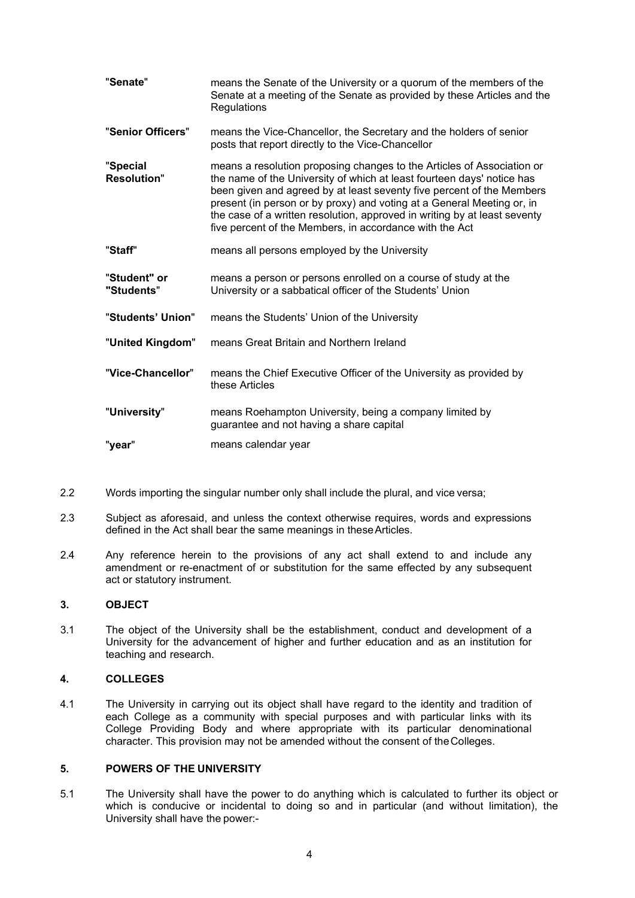| | |
|---|---|
| "**Senate**" | means the Senate of the University or a quorum of the members of the Senate at a meeting of the Senate as provided by these Articles and the Regulations |
| "**Senior Officers**" | means the Vice-Chancellor, the Secretary and the holders of senior posts that report directly to the Vice-Chancellor |
| "**Special Resolution**" | means a resolution proposing changes to the Articles of Association or the name of the University of which at least fourteen days' notice has been given and agreed by at least seventy five percent of the Members present (in person or by proxy) and voting at a General Meeting or, in the case of a written resolution, approved in writing by at least seventy five percent of the Members, in accordance with the Act |
| "**Staff**" | means all persons employed by the University |
| "**Student" or "Students**" | means a person or persons enrolled on a course of study at the University or a sabbatical officer of the Students' Union |
| "**Students' Union**" | means the Students' Union of the University |
| "**United Kingdom**" | means Great Britain and Northern Ireland |
| "**Vice-Chancellor**" | means the Chief Executive Officer of the University as provided by these Articles |
| "**University**" | means Roehampton University, being a company limited by guarantee and not having a share capital |
| "**year**" | means calendar year |

2.2 Words importing the singular number only shall include the plural, and vice versa;

2.3 Subject as aforesaid, and unless the context otherwise requires, words and expressions defined in the Act shall bear the same meanings in these Articles.

2.4 Any reference herein to the provisions of any act shall extend to and include any amendment or re-enactment of or substitution for the same effected by any subsequent act or statutory instrument.

## 3. OBJECT

3.1 The object of the University shall be the establishment, conduct and development of a University for the advancement of higher and further education and as an institution for teaching and research.

## 4. COLLEGES

4.1 The University in carrying out its object shall have regard to the identity and tradition of each College as a community with special purposes and with particular links with its College Providing Body and where appropriate with its particular denominational character. This provision may not be amended without the consent of the Colleges.

## 5. POWERS OF THE UNIVERSITY

5.1 The University shall have the power to do anything which is calculated to further its object or which is conducive or incidental to doing so and in particular (and without limitation), the University shall have the power:-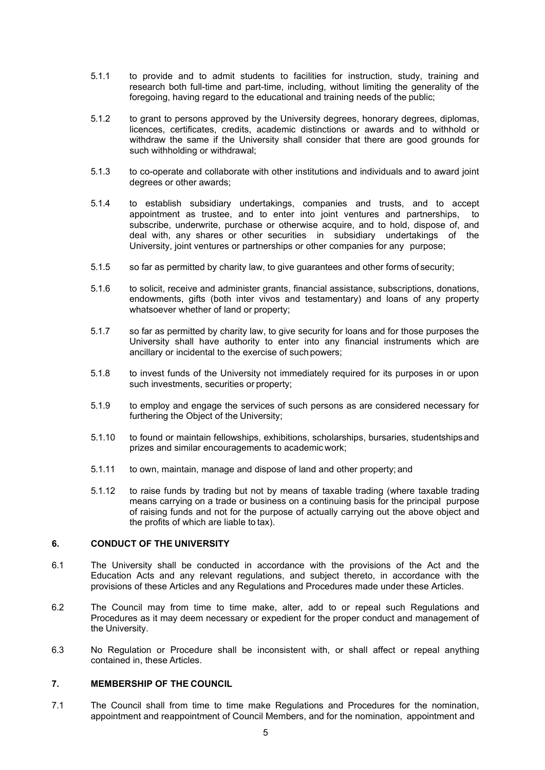5.1.1 to provide and to admit students to facilities for instruction, study, training and research both full-time and part-time, including, without limiting the generality of the foregoing, having regard to the educational and training needs of the public;

5.1.2 to grant to persons approved by the University degrees, honorary degrees, diplomas, licences, certificates, credits, academic distinctions or awards and to withhold or withdraw the same if the University shall consider that there are good grounds for such withholding or withdrawal;

5.1.3 to co-operate and collaborate with other institutions and individuals and to award joint degrees or other awards;

5.1.4 to establish subsidiary undertakings, companies and trusts, and to accept appointment as trustee, and to enter into joint ventures and partnerships, to subscribe, underwrite, purchase or otherwise acquire, and to hold, dispose of, and deal with, any shares or other securities in subsidiary undertakings of the University, joint ventures or partnerships or other companies for any purpose;

5.1.5 so far as permitted by charity law, to give guarantees and other forms of security;

5.1.6 to solicit, receive and administer grants, financial assistance, subscriptions, donations, endowments, gifts (both inter vivos and testamentary) and loans of any property whatsoever whether of land or property;

5.1.7 so far as permitted by charity law, to give security for loans and for those purposes the University shall have authority to enter into any financial instruments which are ancillary or incidental to the exercise of such powers;

5.1.8 to invest funds of the University not immediately required for its purposes in or upon such investments, securities or property;

5.1.9 to employ and engage the services of such persons as are considered necessary for furthering the Object of the University;

5.1.10 to found or maintain fellowships, exhibitions, scholarships, bursaries, studentships and prizes and similar encouragements to academic work;

5.1.11 to own, maintain, manage and dispose of land and other property; and

5.1.12 to raise funds by trading but not by means of taxable trading (where taxable trading means carrying on a trade or business on a continuing basis for the principal purpose of raising funds and not for the purpose of actually carrying out the above object and the profits of which are liable to tax).

## 6. CONDUCT OF THE UNIVERSITY

6.1 The University shall be conducted in accordance with the provisions of the Act and the Education Acts and any relevant regulations, and subject thereto, in accordance with the provisions of these Articles and any Regulations and Procedures made under these Articles.

6.2 The Council may from time to time make, alter, add to or repeal such Regulations and Procedures as it may deem necessary or expedient for the proper conduct and management of the University.

6.3 No Regulation or Procedure shall be inconsistent with, or shall affect or repeal anything contained in, these Articles.

## 7. MEMBERSHIP OF THE COUNCIL

7.1 The Council shall from time to time make Regulations and Procedures for the nomination, appointment and reappointment of Council Members, and for the nomination, appointment and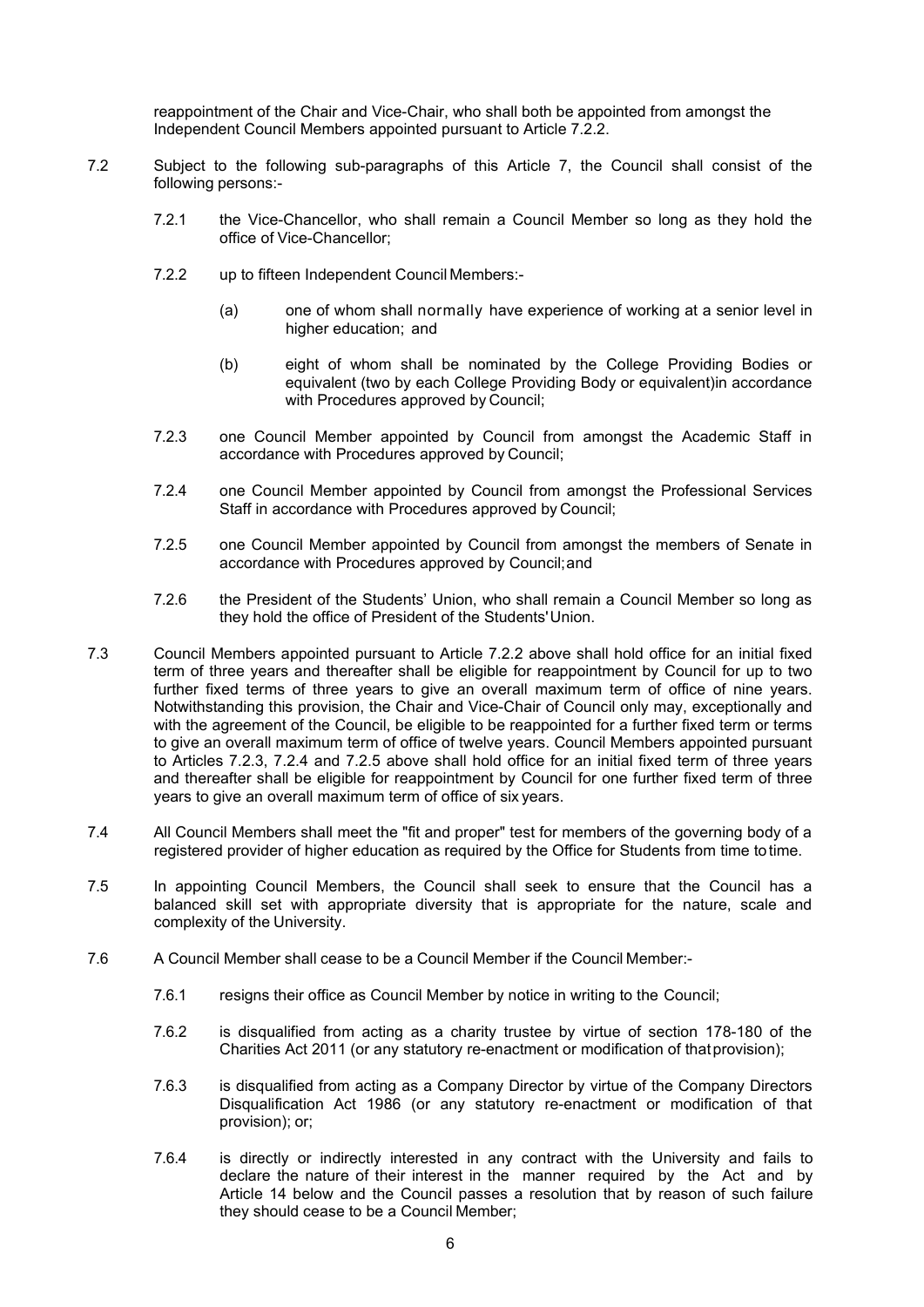reappointment of the Chair and Vice-Chair, who shall both be appointed from amongst the Independent Council Members appointed pursuant to Article 7.2.2.

7.2 Subject to the following sub-paragraphs of this Article 7, the Council shall consist of the following persons:-

7.2.1 the Vice-Chancellor, who shall remain a Council Member so long as they hold the office of Vice-Chancellor;

7.2.2 up to fifteen Independent Council Members:-

(a) one of whom shall normally have experience of working at a senior level in higher education; and

(b) eight of whom shall be nominated by the College Providing Bodies or equivalent (two by each College Providing Body or equivalent)in accordance with Procedures approved by Council;

7.2.3 one Council Member appointed by Council from amongst the Academic Staff in accordance with Procedures approved by Council;

7.2.4 one Council Member appointed by Council from amongst the Professional Services Staff in accordance with Procedures approved by Council;

7.2.5 one Council Member appointed by Council from amongst the members of Senate in accordance with Procedures approved by Council; and

7.2.6 the President of the Students' Union, who shall remain a Council Member so long as they hold the office of President of the Students' Union.

7.3 Council Members appointed pursuant to Article 7.2.2 above shall hold office for an initial fixed term of three years and thereafter shall be eligible for reappointment by Council for up to two further fixed terms of three years to give an overall maximum term of office of nine years. Notwithstanding this provision, the Chair and Vice-Chair of Council only may, exceptionally and with the agreement of the Council, be eligible to be reappointed for a further fixed term or terms to give an overall maximum term of office of twelve years. Council Members appointed pursuant to Articles 7.2.3, 7.2.4 and 7.2.5 above shall hold office for an initial fixed term of three years and thereafter shall be eligible for reappointment by Council for one further fixed term of three years to give an overall maximum term of office of six years.

7.4 All Council Members shall meet the "fit and proper" test for members of the governing body of a registered provider of higher education as required by the Office for Students from time to time.

7.5 In appointing Council Members, the Council shall seek to ensure that the Council has a balanced skill set with appropriate diversity that is appropriate for the nature, scale and complexity of the University.

7.6 A Council Member shall cease to be a Council Member if the Council Member:-

7.6.1 resigns their office as Council Member by notice in writing to the Council;

7.6.2 is disqualified from acting as a charity trustee by virtue of section 178-180 of the Charities Act 2011 (or any statutory re-enactment or modification of that provision);

7.6.3 is disqualified from acting as a Company Director by virtue of the Company Directors Disqualification Act 1986 (or any statutory re-enactment or modification of that provision); or;

7.6.4 is directly or indirectly interested in any contract with the University and fails to declare the nature of their interest in the manner required by the Act and by Article 14 below and the Council passes a resolution that by reason of such failure they should cease to be a Council Member;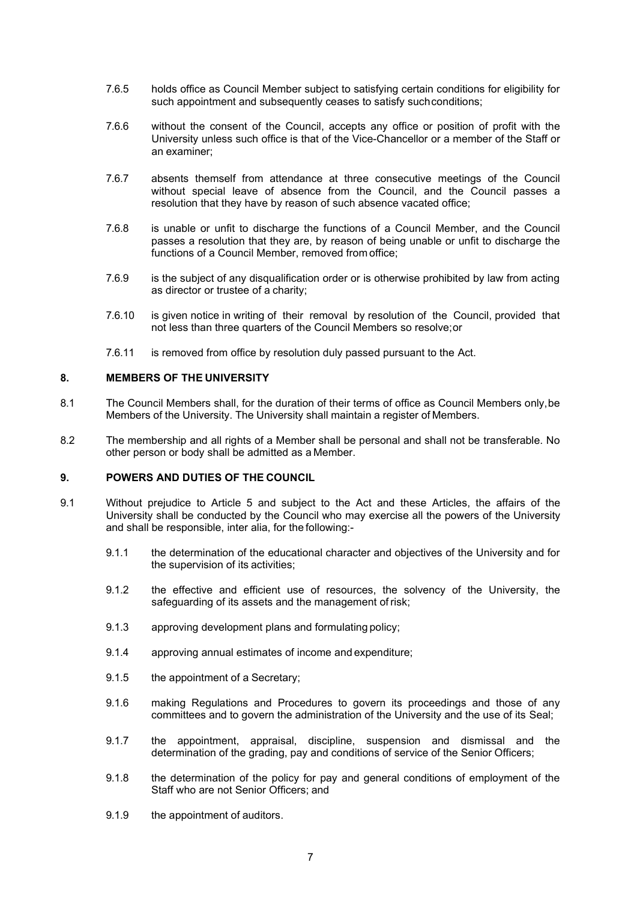7.6.5 holds office as Council Member subject to satisfying certain conditions for eligibility for such appointment and subsequently ceases to satisfy such conditions;

7.6.6 without the consent of the Council, accepts any office or position of profit with the University unless such office is that of the Vice-Chancellor or a member of the Staff or an examiner;

7.6.7 absents themself from attendance at three consecutive meetings of the Council without special leave of absence from the Council, and the Council passes a resolution that they have by reason of such absence vacated office;

7.6.8 is unable or unfit to discharge the functions of a Council Member, and the Council passes a resolution that they are, by reason of being unable or unfit to discharge the functions of a Council Member, removed from office;

7.6.9 is the subject of any disqualification order or is otherwise prohibited by law from acting as director or trustee of a charity;

7.6.10 is given notice in writing of their removal by resolution of the Council, provided that not less than three quarters of the Council Members so resolve; or

7.6.11 is removed from office by resolution duly passed pursuant to the Act.

## 8. MEMBERS OF THE UNIVERSITY

8.1 The Council Members shall, for the duration of their terms of office as Council Members only, be Members of the University. The University shall maintain a register of Members.

8.2 The membership and all rights of a Member shall be personal and shall not be transferable. No other person or body shall be admitted as a Member.

## 9. POWERS AND DUTIES OF THE COUNCIL

9.1 Without prejudice to Article 5 and subject to the Act and these Articles, the affairs of the University shall be conducted by the Council who may exercise all the powers of the University and shall be responsible, inter alia, for the following:-

9.1.1 the determination of the educational character and objectives of the University and for the supervision of its activities;

9.1.2 the effective and efficient use of resources, the solvency of the University, the safeguarding of its assets and the management of risk;

9.1.3 approving development plans and formulating policy;

9.1.4 approving annual estimates of income and expenditure;

9.1.5 the appointment of a Secretary;

9.1.6 making Regulations and Procedures to govern its proceedings and those of any committees and to govern the administration of the University and the use of its Seal;

9.1.7 the appointment, appraisal, discipline, suspension and dismissal and the determination of the grading, pay and conditions of service of the Senior Officers;

9.1.8 the determination of the policy for pay and general conditions of employment of the Staff who are not Senior Officers; and

9.1.9 the appointment of auditors.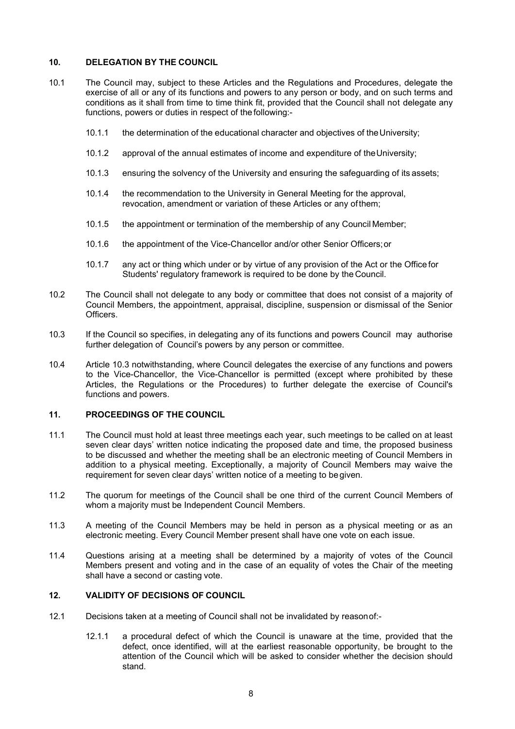## 10. DELEGATION BY THE COUNCIL

10.1 The Council may, subject to these Articles and the Regulations and Procedures, delegate the exercise of all or any of its functions and powers to any person or body, and on such terms and conditions as it shall from time to time think fit, provided that the Council shall not delegate any functions, powers or duties in respect of the following:-

- 10.1.1 the determination of the educational character and objectives of the University;
- 10.1.2 approval of the annual estimates of income and expenditure of the University;
- 10.1.3 ensuring the solvency of the University and ensuring the safeguarding of its assets;
- 10.1.4 the recommendation to the University in General Meeting for the approval, revocation, amendment or variation of these Articles or any of them;
- 10.1.5 the appointment or termination of the membership of any Council Member;
- 10.1.6 the appointment of the Vice-Chancellor and/or other Senior Officers; or
- 10.1.7 any act or thing which under or by virtue of any provision of the Act or the Office for Students' regulatory framework is required to be done by the Council.

10.2 The Council shall not delegate to any body or committee that does not consist of a majority of Council Members, the appointment, appraisal, discipline, suspension or dismissal of the Senior Officers.

10.3 If the Council so specifies, in delegating any of its functions and powers Council may authorise further delegation of Council's powers by any person or committee.

10.4 Article 10.3 notwithstanding, where Council delegates the exercise of any functions and powers to the Vice-Chancellor, the Vice-Chancellor is permitted (except where prohibited by these Articles, the Regulations or the Procedures) to further delegate the exercise of Council's functions and powers.

## 11. PROCEEDINGS OF THE COUNCIL

11.1 The Council must hold at least three meetings each year, such meetings to be called on at least seven clear days' written notice indicating the proposed date and time, the proposed business to be discussed and whether the meeting shall be an electronic meeting of Council Members in addition to a physical meeting. Exceptionally, a majority of Council Members may waive the requirement for seven clear days' written notice of a meeting to be given.

11.2 The quorum for meetings of the Council shall be one third of the current Council Members of whom a majority must be Independent Council Members.

11.3 A meeting of the Council Members may be held in person as a physical meeting or as an electronic meeting. Every Council Member present shall have one vote on each issue.

11.4 Questions arising at a meeting shall be determined by a majority of votes of the Council Members present and voting and in the case of an equality of votes the Chair of the meeting shall have a second or casting vote.

## 12. VALIDITY OF DECISIONS OF COUNCIL

12.1 Decisions taken at a meeting of Council shall not be invalidated by reason of:-

- 12.1.1 a procedural defect of which the Council is unaware at the time, provided that the defect, once identified, will at the earliest reasonable opportunity, be brought to the attention of the Council which will be asked to consider whether the decision should stand.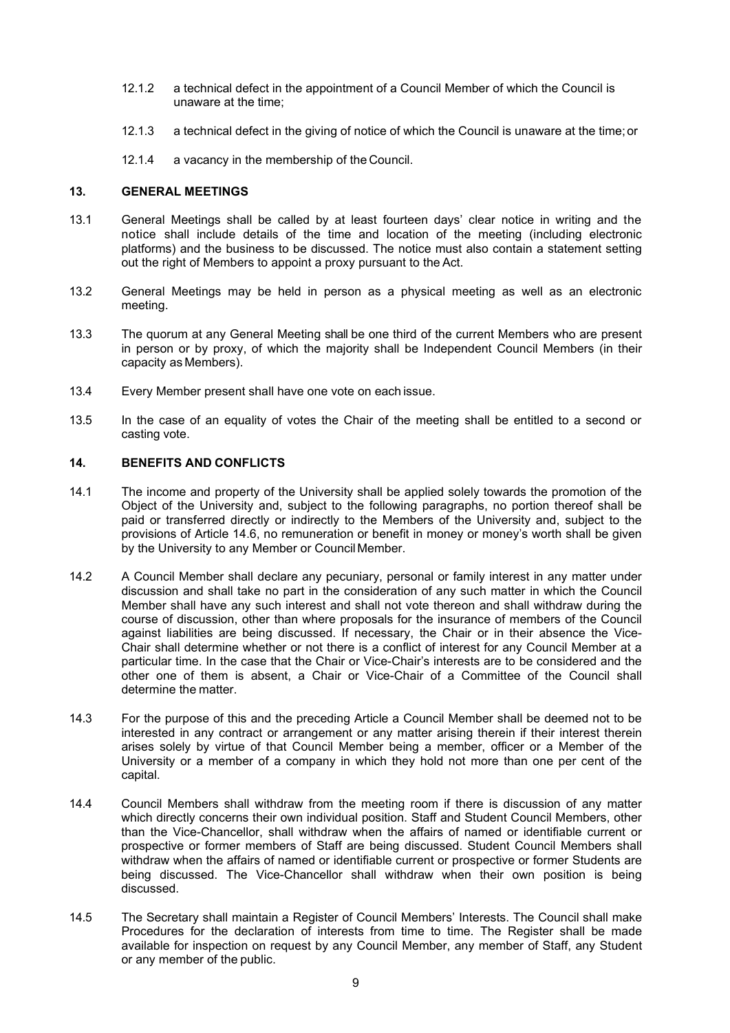12.1.2 a technical defect in the appointment of a Council Member of which the Council is unaware at the time;

12.1.3 a technical defect in the giving of notice of which the Council is unaware at the time; or

12.1.4 a vacancy in the membership of the Council.

## 13. GENERAL MEETINGS

13.1 General Meetings shall be called by at least fourteen days' clear notice in writing and the notice shall include details of the time and location of the meeting (including electronic platforms) and the business to be discussed. The notice must also contain a statement setting out the right of Members to appoint a proxy pursuant to the Act.

13.2 General Meetings may be held in person as a physical meeting as well as an electronic meeting.

13.3 The quorum at any General Meeting shall be one third of the current Members who are present in person or by proxy, of which the majority shall be Independent Council Members (in their capacity as Members).

13.4 Every Member present shall have one vote on each issue.

13.5 In the case of an equality of votes the Chair of the meeting shall be entitled to a second or casting vote.

## 14. BENEFITS AND CONFLICTS

14.1 The income and property of the University shall be applied solely towards the promotion of the Object of the University and, subject to the following paragraphs, no portion thereof shall be paid or transferred directly or indirectly to the Members of the University and, subject to the provisions of Article 14.6, no remuneration or benefit in money or money's worth shall be given by the University to any Member or Council Member.

14.2 A Council Member shall declare any pecuniary, personal or family interest in any matter under discussion and shall take no part in the consideration of any such matter in which the Council Member shall have any such interest and shall not vote thereon and shall withdraw during the course of discussion, other than where proposals for the insurance of members of the Council against liabilities are being discussed. If necessary, the Chair or in their absence the Vice-Chair shall determine whether or not there is a conflict of interest for any Council Member at a particular time. In the case that the Chair or Vice-Chair's interests are to be considered and the other one of them is absent, a Chair or Vice-Chair of a Committee of the Council shall determine the matter.

14.3 For the purpose of this and the preceding Article a Council Member shall be deemed not to be interested in any contract or arrangement or any matter arising therein if their interest therein arises solely by virtue of that Council Member being a member, officer or a Member of the University or a member of a company in which they hold not more than one per cent of the capital.

14.4 Council Members shall withdraw from the meeting room if there is discussion of any matter which directly concerns their own individual position. Staff and Student Council Members, other than the Vice-Chancellor, shall withdraw when the affairs of named or identifiable current or prospective or former members of Staff are being discussed. Student Council Members shall withdraw when the affairs of named or identifiable current or prospective or former Students are being discussed. The Vice-Chancellor shall withdraw when their own position is being discussed.

14.5 The Secretary shall maintain a Register of Council Members' Interests. The Council shall make Procedures for the declaration of interests from time to time. The Register shall be made available for inspection on request by any Council Member, any member of Staff, any Student or any member of the public.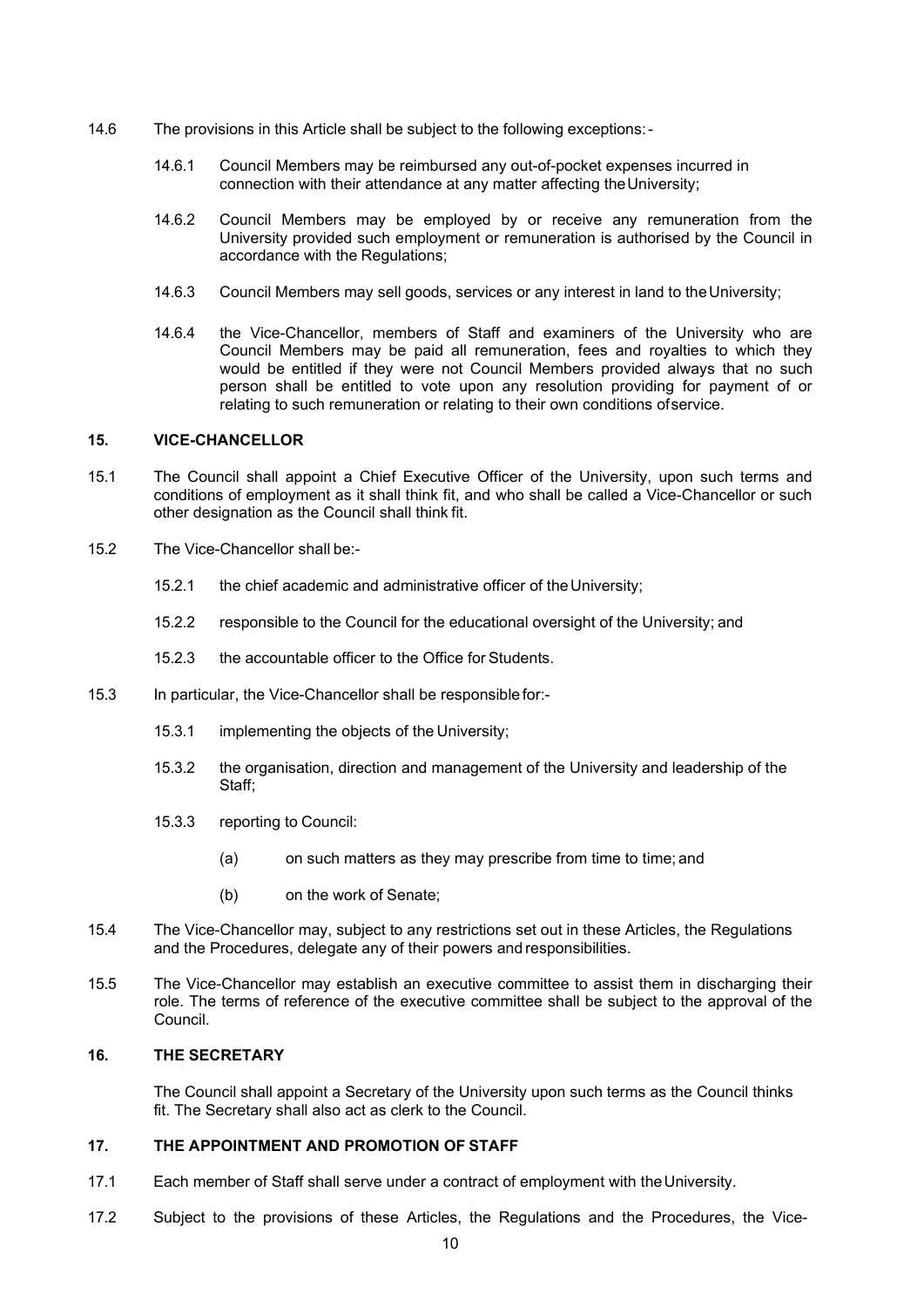14.6 The provisions in this Article shall be subject to the following exceptions:-

14.6.1 Council Members may be reimbursed any out-of-pocket expenses incurred in connection with their attendance at any matter affecting the University;

14.6.2 Council Members may be employed by or receive any remuneration from the University provided such employment or remuneration is authorised by the Council in accordance with the Regulations;

14.6.3 Council Members may sell goods, services or any interest in land to the University;

14.6.4 the Vice-Chancellor, members of Staff and examiners of the University who are Council Members may be paid all remuneration, fees and royalties to which they would be entitled if they were not Council Members provided always that no such person shall be entitled to vote upon any resolution providing for payment of or relating to such remuneration or relating to their own conditions of service.

## 15. VICE-CHANCELLOR

15.1 The Council shall appoint a Chief Executive Officer of the University, upon such terms and conditions of employment as it shall think fit, and who shall be called a Vice-Chancellor or such other designation as the Council shall think fit.

15.2 The Vice-Chancellor shall be:-

15.2.1 the chief academic and administrative officer of the University;

15.2.2 responsible to the Council for the educational oversight of the University; and

15.2.3 the accountable officer to the Office for Students.

15.3 In particular, the Vice-Chancellor shall be responsible for:-

15.3.1 implementing the objects of the University;

15.3.2 the organisation, direction and management of the University and leadership of the Staff;

15.3.3 reporting to Council:

(a) on such matters as they may prescribe from time to time; and

(b) on the work of Senate;

15.4 The Vice-Chancellor may, subject to any restrictions set out in these Articles, the Regulations and the Procedures, delegate any of their powers and responsibilities.

15.5 The Vice-Chancellor may establish an executive committee to assist them in discharging their role. The terms of reference of the executive committee shall be subject to the approval of the Council.

## 16. THE SECRETARY

The Council shall appoint a Secretary of the University upon such terms as the Council thinks fit. The Secretary shall also act as clerk to the Council.

## 17. THE APPOINTMENT AND PROMOTION OF STAFF

17.1 Each member of Staff shall serve under a contract of employment with the University.

17.2 Subject to the provisions of these Articles, the Regulations and the Procedures, the Vice-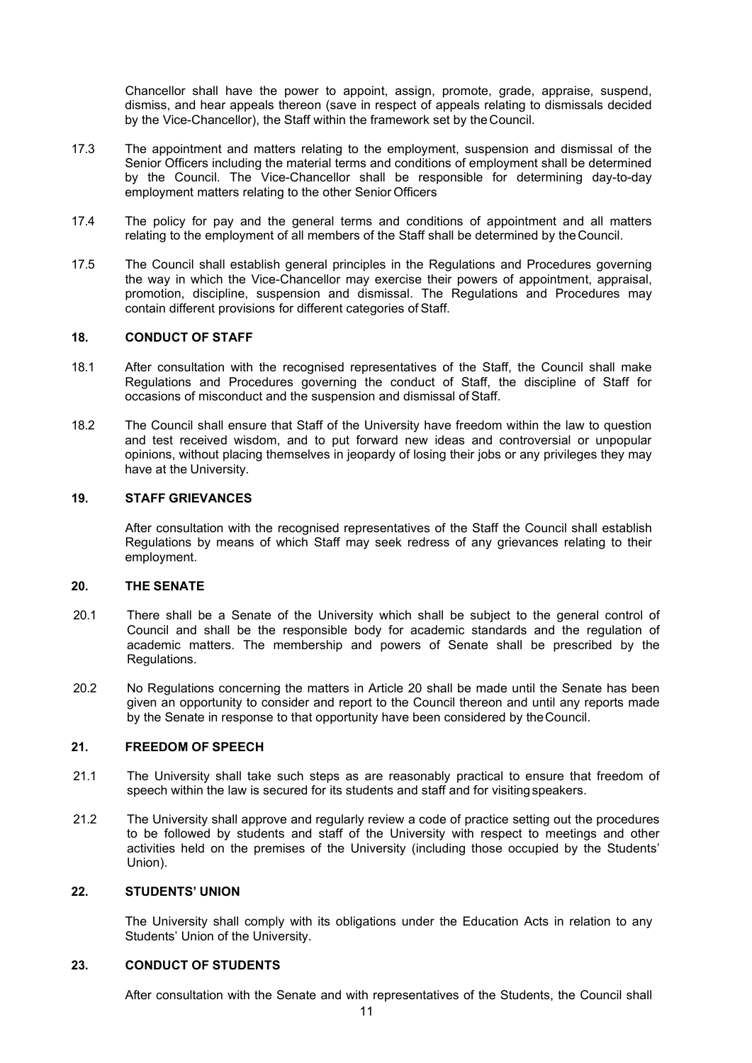Chancellor shall have the power to appoint, assign, promote, grade, appraise, suspend, dismiss, and hear appeals thereon (save in respect of appeals relating to dismissals decided by the Vice-Chancellor), the Staff within the framework set by the Council.

17.3 The appointment and matters relating to the employment, suspension and dismissal of the Senior Officers including the material terms and conditions of employment shall be determined by the Council. The Vice-Chancellor shall be responsible for determining day-to-day employment matters relating to the other Senior Officers

17.4 The policy for pay and the general terms and conditions of appointment and all matters relating to the employment of all members of the Staff shall be determined by the Council.

17.5 The Council shall establish general principles in the Regulations and Procedures governing the way in which the Vice-Chancellor may exercise their powers of appointment, appraisal, promotion, discipline, suspension and dismissal. The Regulations and Procedures may contain different provisions for different categories of Staff.

## 18. CONDUCT OF STAFF

18.1 After consultation with the recognised representatives of the Staff, the Council shall make Regulations and Procedures governing the conduct of Staff, the discipline of Staff for occasions of misconduct and the suspension and dismissal of Staff.

18.2 The Council shall ensure that Staff of the University have freedom within the law to question and test received wisdom, and to put forward new ideas and controversial or unpopular opinions, without placing themselves in jeopardy of losing their jobs or any privileges they may have at the University.

## 19. STAFF GRIEVANCES

After consultation with the recognised representatives of the Staff the Council shall establish Regulations by means of which Staff may seek redress of any grievances relating to their employment.

## 20. THE SENATE

20.1 There shall be a Senate of the University which shall be subject to the general control of Council and shall be the responsible body for academic standards and the regulation of academic matters. The membership and powers of Senate shall be prescribed by the Regulations.

20.2 No Regulations concerning the matters in Article 20 shall be made until the Senate has been given an opportunity to consider and report to the Council thereon and until any reports made by the Senate in response to that opportunity have been considered by the Council.

## 21. FREEDOM OF SPEECH

21.1 The University shall take such steps as are reasonably practical to ensure that freedom of speech within the law is secured for its students and staff and for visiting speakers.

21.2 The University shall approve and regularly review a code of practice setting out the procedures to be followed by students and staff of the University with respect to meetings and other activities held on the premises of the University (including those occupied by the Students' Union).

## 22. STUDENTS' UNION

The University shall comply with its obligations under the Education Acts in relation to any Students' Union of the University.

## 23. CONDUCT OF STUDENTS

After consultation with the Senate and with representatives of the Students, the Council shall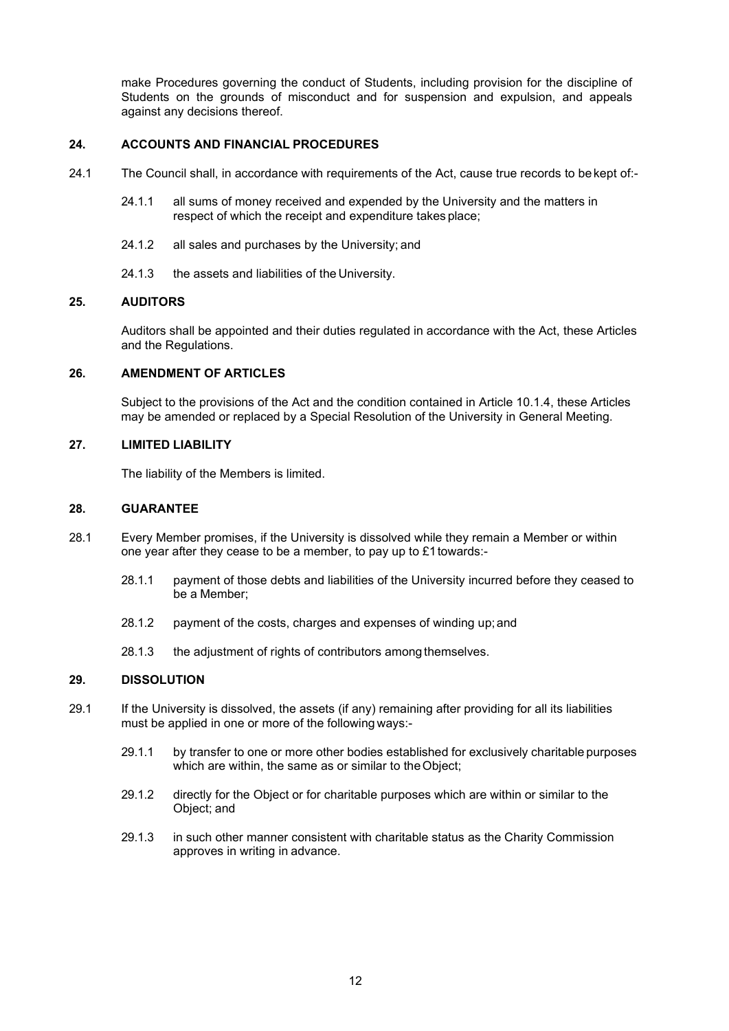make Procedures governing the conduct of Students, including provision for the discipline of Students on the grounds of misconduct and for suspension and expulsion, and appeals against any decisions thereof.

## 24. ACCOUNTS AND FINANCIAL PROCEDURES

24.1 The Council shall, in accordance with requirements of the Act, cause true records to be kept of:-

24.1.1 all sums of money received and expended by the University and the matters in respect of which the receipt and expenditure takes place;

24.1.2 all sales and purchases by the University; and

24.1.3 the assets and liabilities of the University.

## 25. AUDITORS

Auditors shall be appointed and their duties regulated in accordance with the Act, these Articles and the Regulations.

## 26. AMENDMENT OF ARTICLES

Subject to the provisions of the Act and the condition contained in Article 10.1.4, these Articles may be amended or replaced by a Special Resolution of the University in General Meeting.

## 27. LIMITED LIABILITY

The liability of the Members is limited.

## 28. GUARANTEE

28.1 Every Member promises, if the University is dissolved while they remain a Member or within one year after they cease to be a member, to pay up to £1 towards:-

28.1.1 payment of those debts and liabilities of the University incurred before they ceased to be a Member;

28.1.2 payment of the costs, charges and expenses of winding up; and

28.1.3 the adjustment of rights of contributors among themselves.

## 29. DISSOLUTION

29.1 If the University is dissolved, the assets (if any) remaining after providing for all its liabilities must be applied in one or more of the following ways:-

29.1.1 by transfer to one or more other bodies established for exclusively charitable purposes which are within, the same as or similar to the Object;

29.1.2 directly for the Object or for charitable purposes which are within or similar to the Object; and

29.1.3 in such other manner consistent with charitable status as the Charity Commission approves in writing in advance.